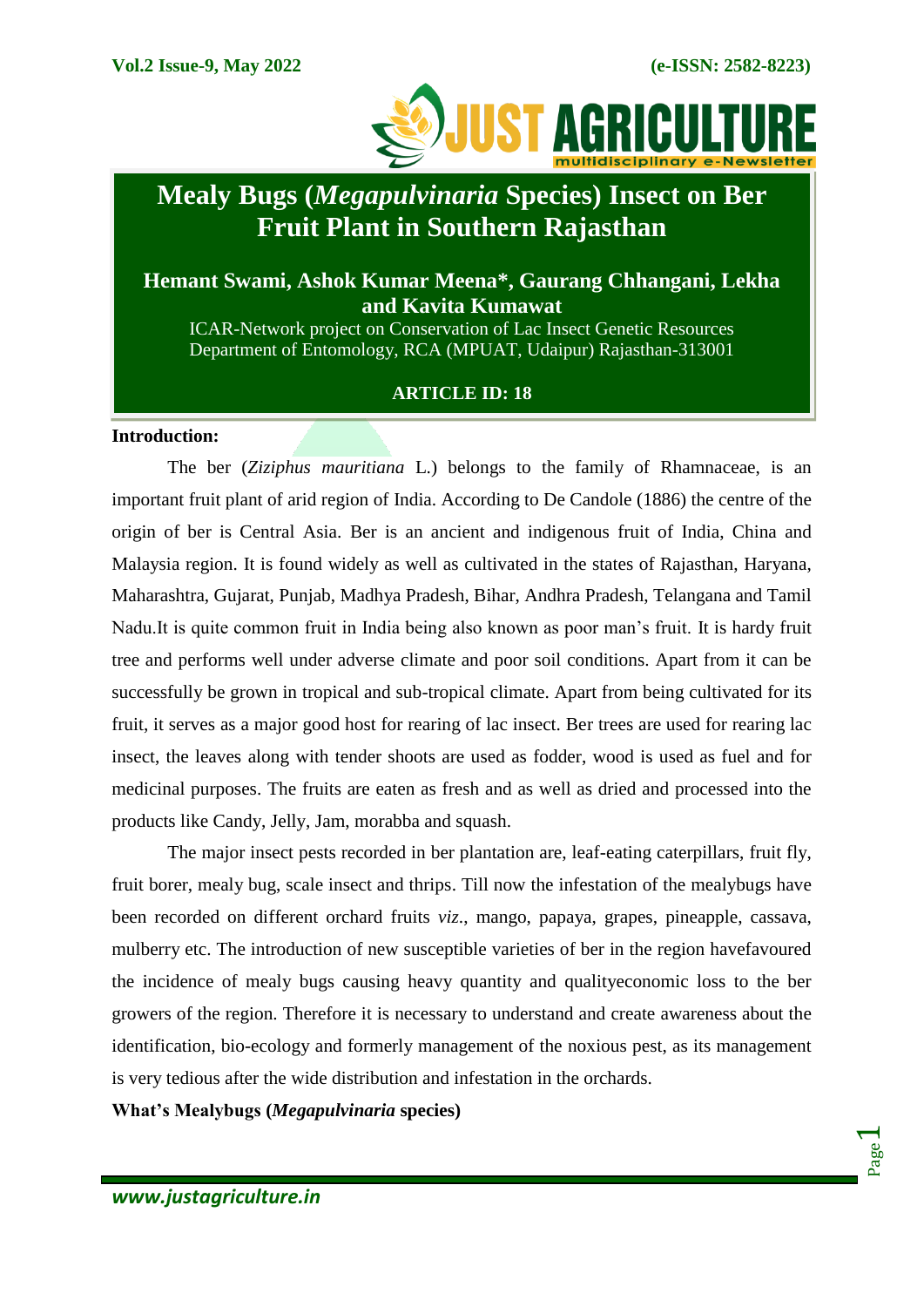# Mealy Bugs (*Megapulvinaria* Species) Insect on Ber Fruit Plant in Southern Rajasthan

**Hemant Swami, Ashok Kumar Meena*, Gaurang Chhangani, Lekha and Kavita Kumawat**

ICAR-Network project on Conservation of Lac Insect Genetic Resources
Department of Entomology, RCA (MPUAT, Udaipur) Rajasthan-313001

**ARTICLE ID: 18**

## Introduction:

The ber (*Ziziphus mauritiana* L.) belongs to the family of Rhamnaceae, is an important fruit plant of arid region of India. According to De Candole (1886) the centre of the origin of ber is Central Asia. Ber is an ancient and indigenous fruit of India, China and Malaysia region. It is found widely as well as cultivated in the states of Rajasthan, Haryana, Maharashtra, Gujarat, Punjab, Madhya Pradesh, Bihar, Andhra Pradesh, Telangana and Tamil Nadu.It is quite common fruit in India being also known as poor man's fruit. It is hardy fruit tree and performs well under adverse climate and poor soil conditions. Apart from it can be successfully be grown in tropical and sub-tropical climate. Apart from being cultivated for its fruit, it serves as a major good host for rearing of lac insect. Ber trees are used for rearing lac insect, the leaves along with tender shoots are used as fodder, wood is used as fuel and for medicinal purposes. The fruits are eaten as fresh and as well as dried and processed into the products like Candy, Jelly, Jam, morabba and squash.

The major insect pests recorded in ber plantation are, leaf-eating caterpillars, fruit fly, fruit borer, mealy bug, scale insect and thrips. Till now the infestation of the mealybugs have been recorded on different orchard fruits *viz*., mango, papaya, grapes, pineapple, cassava, mulberry etc. The introduction of new susceptible varieties of ber in the region havefavoured the incidence of mealy bugs causing heavy quantity and qualityeconomic loss to the ber growers of the region. Therefore it is necessary to understand and create awareness about the identification, bio-ecology and formerly management of the noxious pest, as its management is very tedious after the wide distribution and infestation in the orchards.

## What's Mealybugs (*Megapulvinaria* species)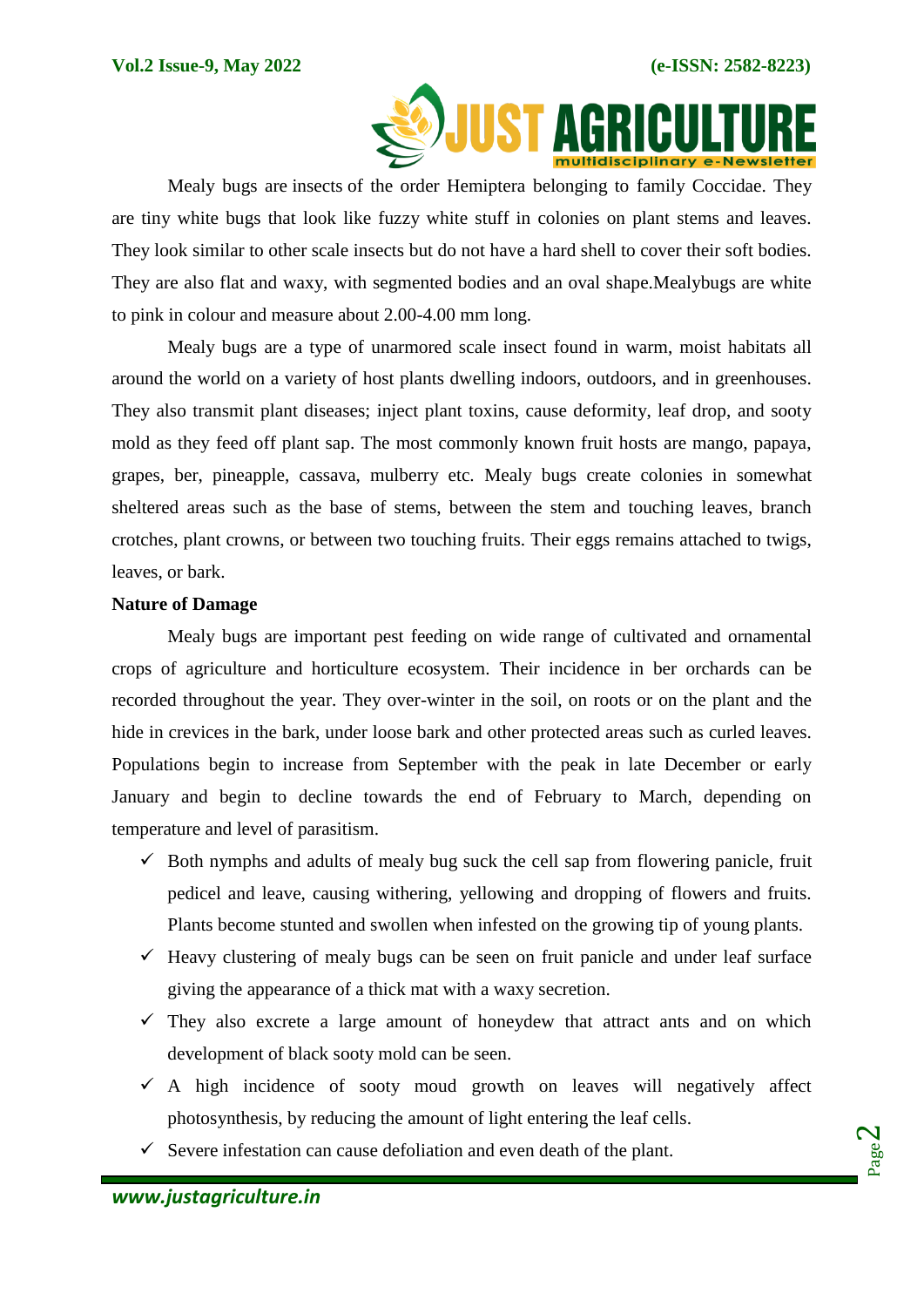Mealy bugs are insects of the order Hemiptera belonging to family Coccidae. They are tiny white bugs that look like fuzzy white stuff in colonies on plant stems and leaves. They look similar to other scale insects but do not have a hard shell to cover their soft bodies. They are also flat and waxy, with segmented bodies and an oval shape.Mealybugs are white to pink in colour and measure about 2.00-4.00 mm long.

Mealy bugs are a type of unarmored scale insect found in warm, moist habitats all around the world on a variety of host plants dwelling indoors, outdoors, and in greenhouses. They also transmit plant diseases; inject plant toxins, cause deformity, leaf drop, and sooty mold as they feed off plant sap. The most commonly known fruit hosts are mango, papaya, grapes, ber, pineapple, cassava, mulberry etc. Mealy bugs create colonies in somewhat sheltered areas such as the base of stems, between the stem and touching leaves, branch crotches, plant crowns, or between two touching fruits. Their eggs remains attached to twigs, leaves, or bark.

**Nature of Damage**

Mealy bugs are important pest feeding on wide range of cultivated and ornamental crops of agriculture and horticulture ecosystem. Their incidence in ber orchards can be recorded throughout the year. They over-winter in the soil, on roots or on the plant and the hide in crevices in the bark, under loose bark and other protected areas such as curled leaves. Populations begin to increase from September with the peak in late December or early January and begin to decline towards the end of February to March, depending on temperature and level of parasitism.

- ✓ Both nymphs and adults of mealy bug suck the cell sap from flowering panicle, fruit pedicel and leave, causing withering, yellowing and dropping of flowers and fruits. Plants become stunted and swollen when infested on the growing tip of young plants.
- ✓ Heavy clustering of mealy bugs can be seen on fruit panicle and under leaf surface giving the appearance of a thick mat with a waxy secretion.
- ✓ They also excrete a large amount of honeydew that attract ants and on which development of black sooty mold can be seen.
- ✓ A high incidence of sooty moud growth on leaves will negatively affect photosynthesis, by reducing the amount of light entering the leaf cells.
- ✓ Severe infestation can cause defoliation and even death of the plant.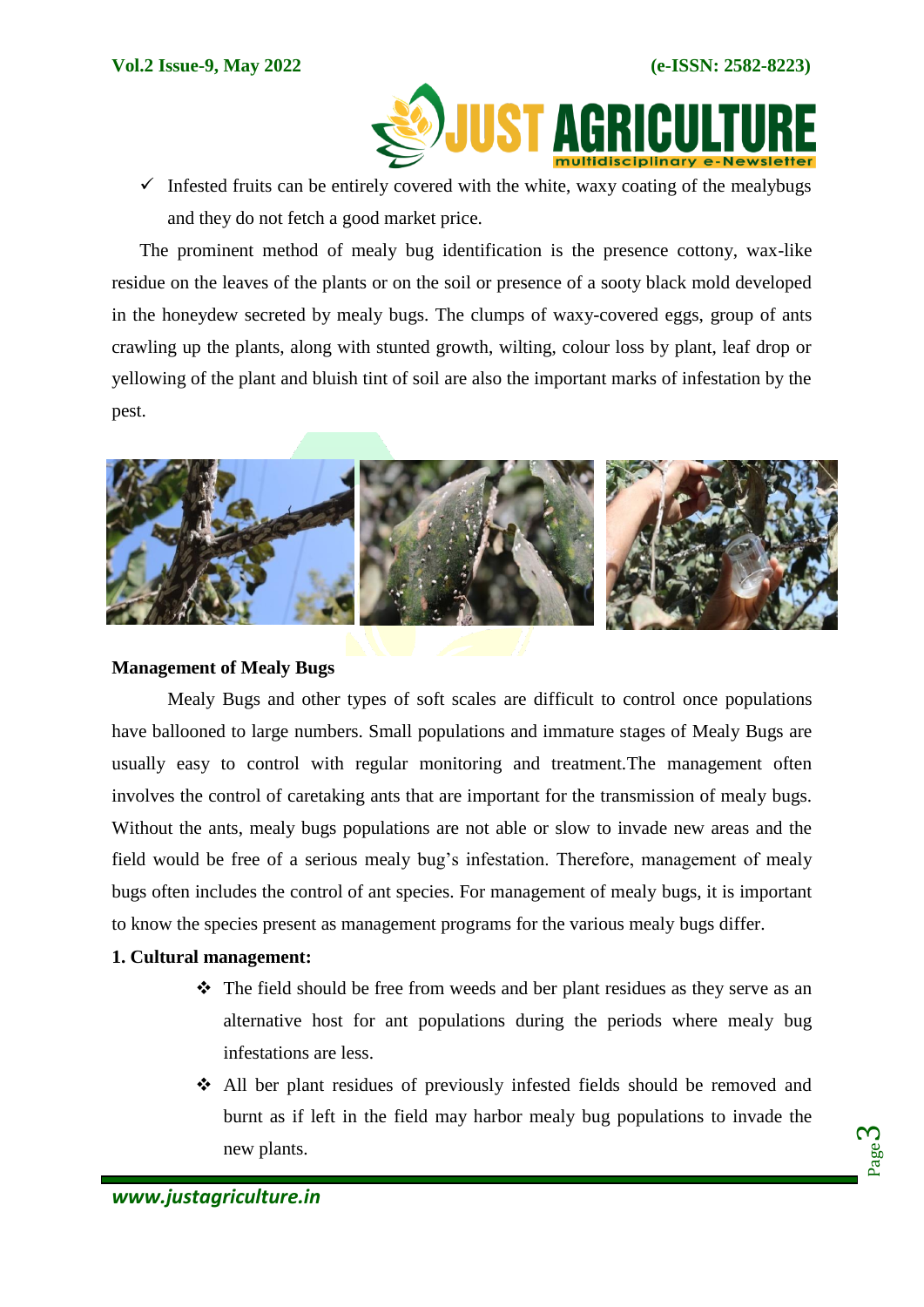- ✓ Infested fruits can be entirely covered with the white, waxy coating of the mealybugs and they do not fetch a good market price.

The prominent method of mealy bug identification is the presence cottony, wax-like residue on the leaves of the plants or on the soil or presence of a sooty black mold developed in the honeydew secreted by mealy bugs. The clumps of waxy-covered eggs, group of ants crawling up the plants, along with stunted growth, wilting, colour loss by plant, leaf drop or yellowing of the plant and bluish tint of soil are also the important marks of infestation by the pest.

**Management of Mealy Bugs**

Mealy Bugs and other types of soft scales are difficult to control once populations have ballooned to large numbers. Small populations and immature stages of Mealy Bugs are usually easy to control with regular monitoring and treatment.The management often involves the control of caretaking ants that are important for the transmission of mealy bugs. Without the ants, mealy bugs populations are not able or slow to invade new areas and the field would be free of a serious mealy bug's infestation. Therefore, management of mealy bugs often includes the control of ant species. For management of mealy bugs, it is important to know the species present as management programs for the various mealy bugs differ.

**1. Cultural management:**

- ❖ The field should be free from weeds and ber plant residues as they serve as an alternative host for ant populations during the periods where mealy bug infestations are less.
- ❖ All ber plant residues of previously infested fields should be removed and burnt as if left in the field may harbor mealy bug populations to invade the new plants.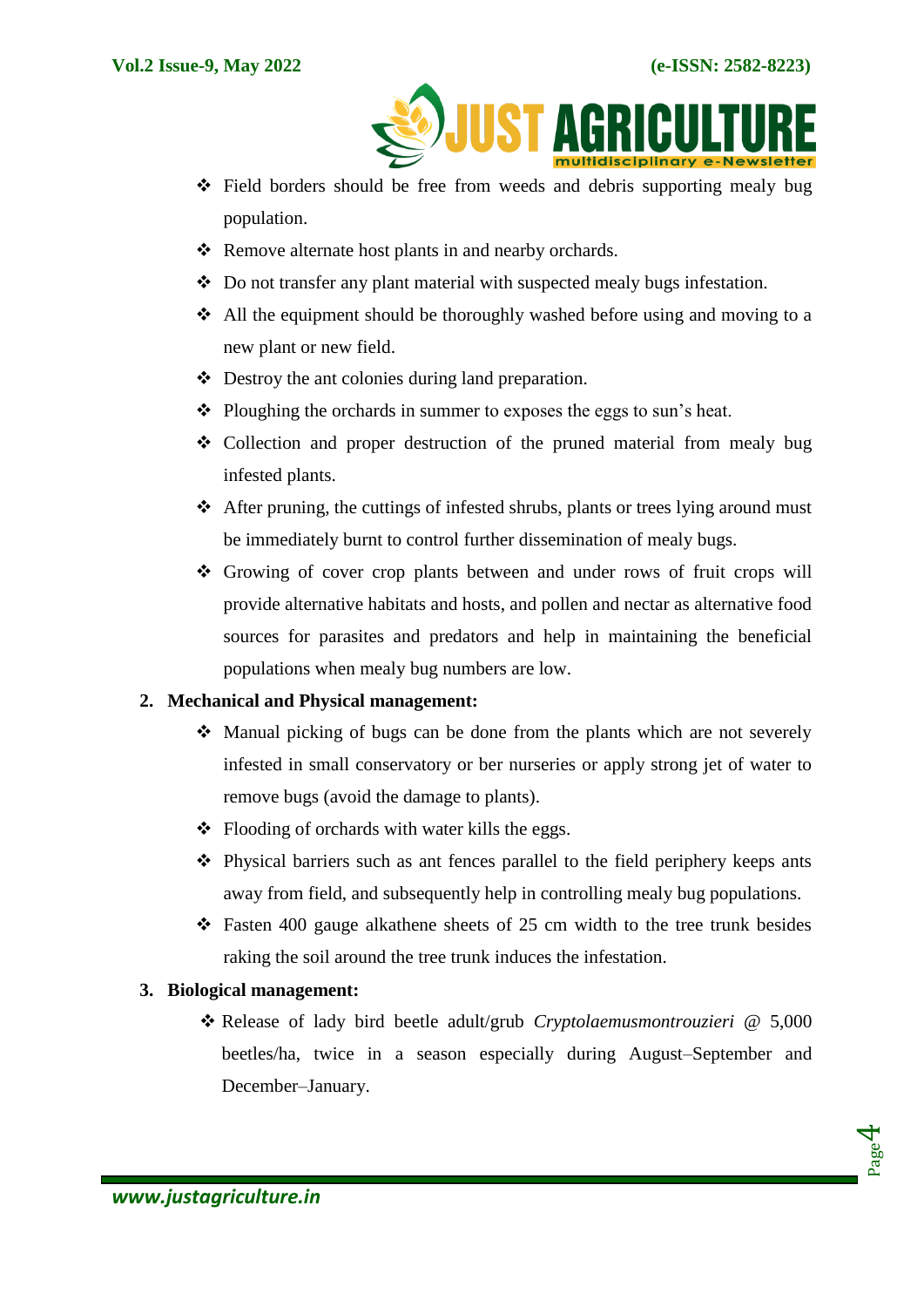- Field borders should be free from weeds and debris supporting mealy bug population.
- Remove alternate host plants in and nearby orchards.
- Do not transfer any plant material with suspected mealy bugs infestation.
- All the equipment should be thoroughly washed before using and moving to a new plant or new field.
- Destroy the ant colonies during land preparation.
- Ploughing the orchards in summer to exposes the eggs to sun's heat.
- Collection and proper destruction of the pruned material from mealy bug infested plants.
- After pruning, the cuttings of infested shrubs, plants or trees lying around must be immediately burnt to control further dissemination of mealy bugs.
- Growing of cover crop plants between and under rows of fruit crops will provide alternative habitats and hosts, and pollen and nectar as alternative food sources for parasites and predators and help in maintaining the beneficial populations when mealy bug numbers are low.

2. **Mechanical and Physical management:**
   - Manual picking of bugs can be done from the plants which are not severely infested in small conservatory or ber nurseries or apply strong jet of water to remove bugs (avoid the damage to plants).
   - Flooding of orchards with water kills the eggs.
   - Physical barriers such as ant fences parallel to the field periphery keeps ants away from field, and subsequently help in controlling mealy bug populations.
   - Fasten 400 gauge alkathene sheets of 25 cm width to the tree trunk besides raking the soil around the tree trunk induces the infestation.

3. **Biological management:**
   - Release of lady bird beetle adult/grub *Cryptolaemusmontrouzieri* @ 5,000 beetles/ha, twice in a season especially during August–September and December–January.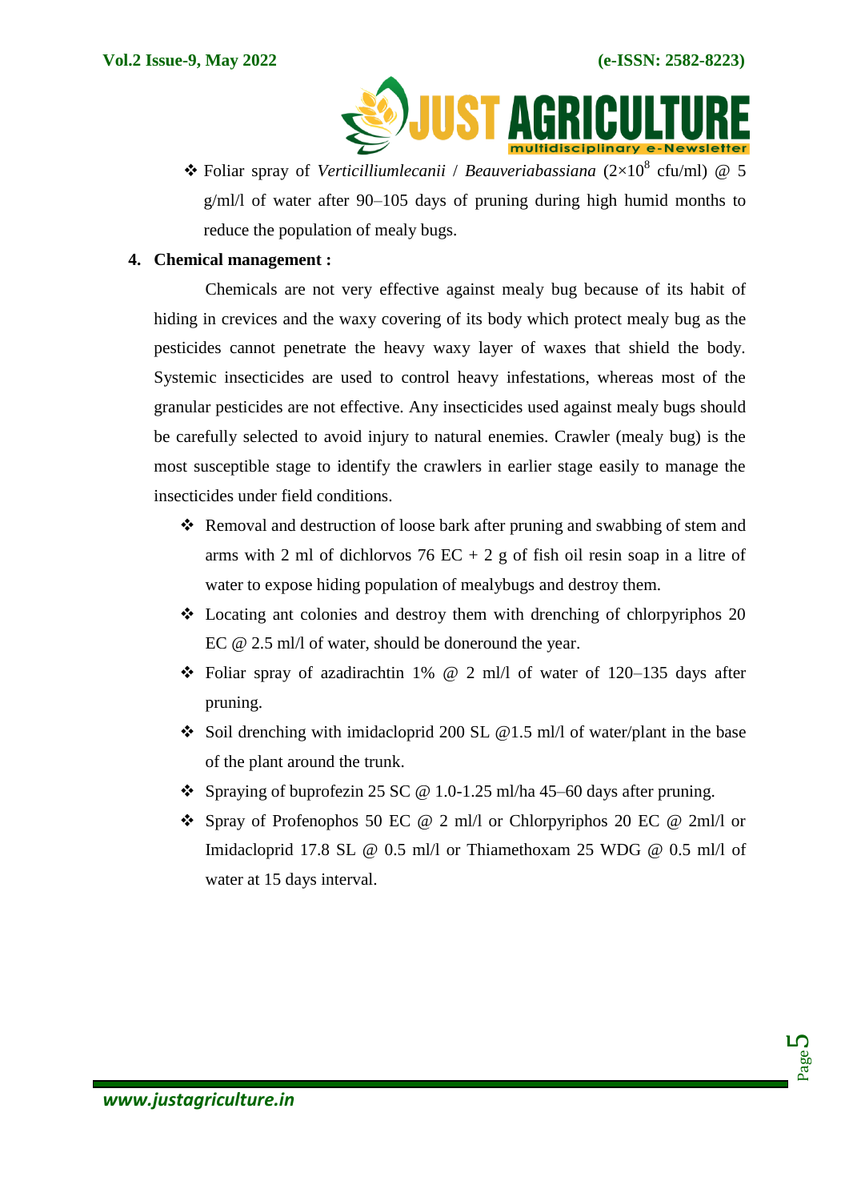- Foliar spray of *Verticilliumlecanii* / *Beauveriabassiana* ($2\times10^8$ cfu/ml) @ 5 g/ml/l of water after 90–105 days of pruning during high humid months to reduce the population of mealy bugs.

**4. Chemical management :**

Chemicals are not very effective against mealy bug because of its habit of hiding in crevices and the waxy covering of its body which protect mealy bug as the pesticides cannot penetrate the heavy waxy layer of waxes that shield the body. Systemic insecticides are used to control heavy infestations, whereas most of the granular pesticides are not effective. Any insecticides used against mealy bugs should be carefully selected to avoid injury to natural enemies. Crawler (mealy bug) is the most susceptible stage to identify the crawlers in earlier stage easily to manage the insecticides under field conditions.

- Removal and destruction of loose bark after pruning and swabbing of stem and arms with 2 ml of dichlorvos 76 EC + 2 g of fish oil resin soap in a litre of water to expose hiding population of mealybugs and destroy them.
- Locating ant colonies and destroy them with drenching of chlorpyriphos 20 EC @ 2.5 ml/l of water, should be doneround the year.
- Foliar spray of azadirachtin 1% @ 2 ml/l of water of 120–135 days after pruning.
- Soil drenching with imidacloprid 200 SL @1.5 ml/l of water/plant in the base of the plant around the trunk.
- Spraying of buprofezin 25 SC @ 1.0-1.25 ml/ha 45–60 days after pruning.
- Spray of Profenophos 50 EC @ 2 ml/l or Chlorpyriphos 20 EC @ 2ml/l or Imidacloprid 17.8 SL @ 0.5 ml/l or Thiamethoxam 25 WDG @ 0.5 ml/l of water at 15 days interval.